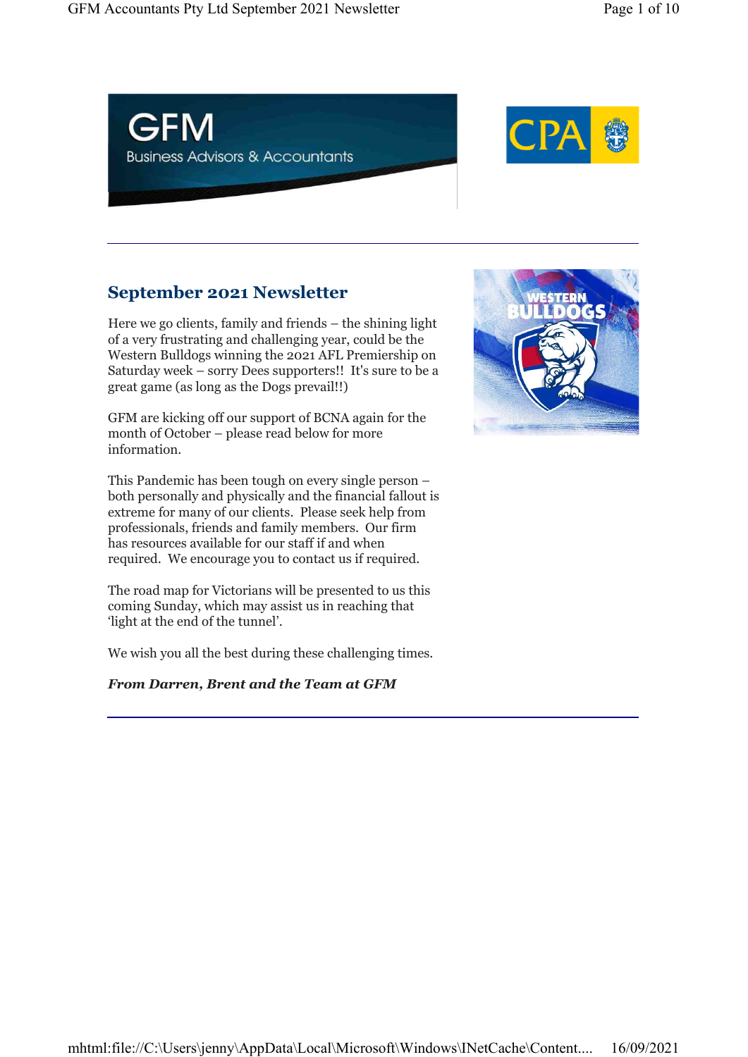## September 2021 Newsletter

Here we go clients, family and friends – the shining light of a very frustrating and challenging year, could be the Western Bulldogs winning the 2021 AFL Premiership on Saturday week – sorry Dees supporters!! It's sure to be a great game (as long as the Dogs prevail!!)

GFM are kicking off our support of BCNA again for the month of October – please read below for more information.

This Pandemic has been tough on every single person – both personally and physically and the financial fallout is extreme for many of our clients. Please seek help from professionals, friends and family members. Our firm has resources available for our staff if and when required. We encourage you to contact us if required.

The road map for Victorians will be presented to us this coming Sunday, which may assist us in reaching that 'light at the end of the tunnel'.

We wish you all the best during these challenging times.

***From Darren, Brent and the Team at GFM***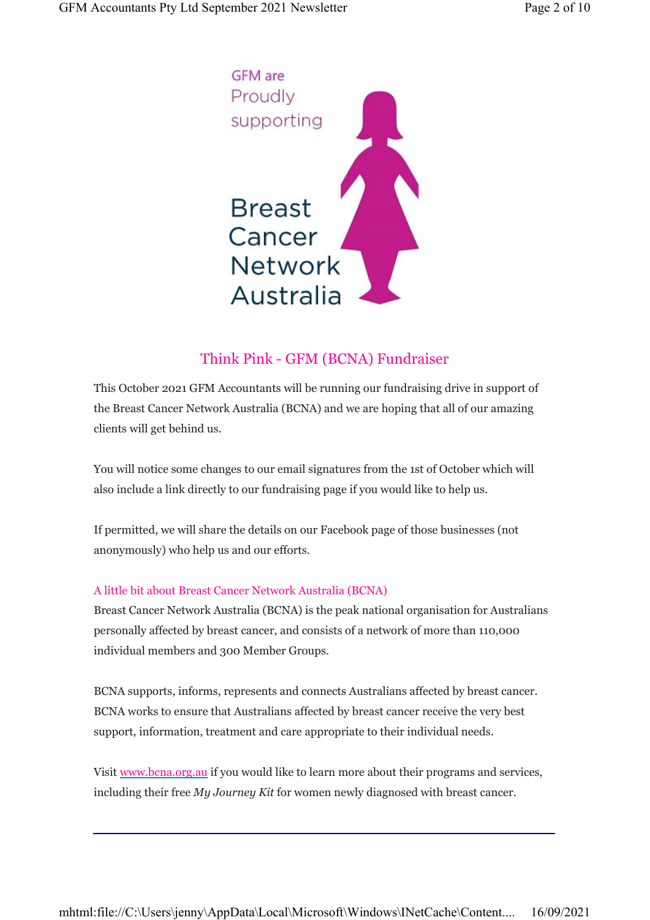GFM are Proudly supporting

Breast Cancer Network Australia

## Think Pink - GFM (BCNA) Fundraiser

This October 2021 GFM Accountants will be running our fundraising drive in support of the Breast Cancer Network Australia (BCNA) and we are hoping that all of our amazing clients will get behind us.

You will notice some changes to our email signatures from the 1st of October which will also include a link directly to our fundraising page if you would like to help us.

If permitted, we will share the details on our Facebook page of those businesses (not anonymously) who help us and our efforts.

### A little bit about Breast Cancer Network Australia (BCNA)

Breast Cancer Network Australia (BCNA) is the peak national organisation for Australians personally affected by breast cancer, and consists of a network of more than 110,000 individual members and 300 Member Groups.

BCNA supports, informs, represents and connects Australians affected by breast cancer. BCNA works to ensure that Australians affected by breast cancer receive the very best support, information, treatment and care appropriate to their individual needs.

Visit [www.bcna.org.au](http://www.bcna.org.au) if you would like to learn more about their programs and services, including their free *My Journey Kit* for women newly diagnosed with breast cancer.

---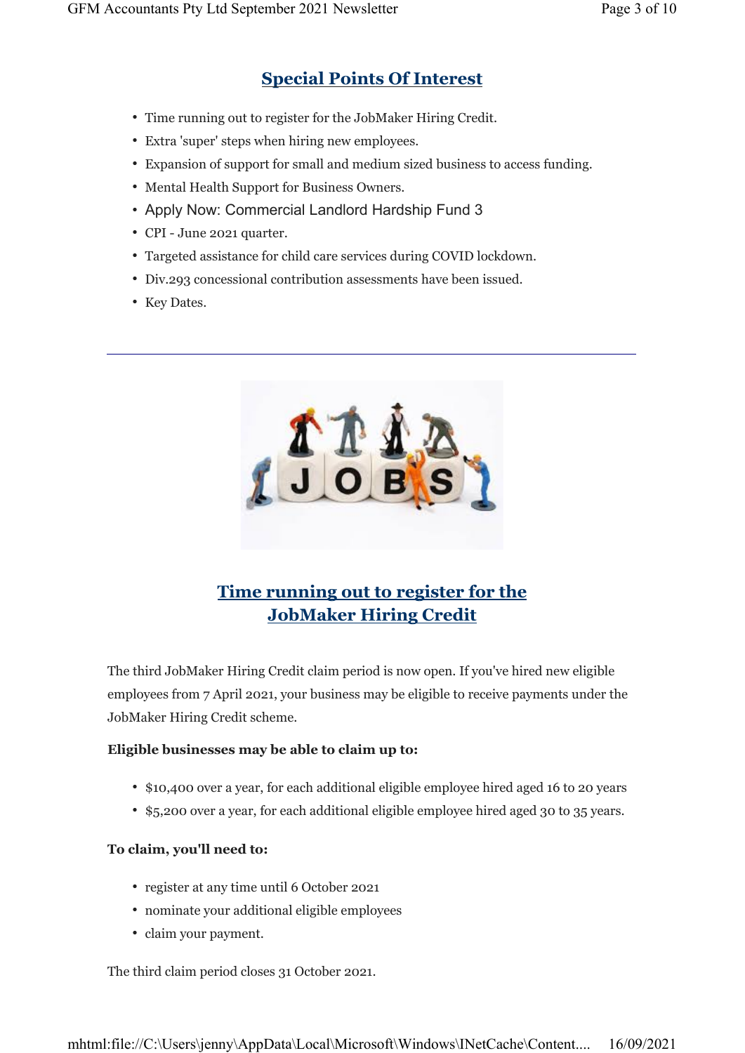## Special Points Of Interest

- Time running out to register for the JobMaker Hiring Credit.
- Extra 'super' steps when hiring new employees.
- Expansion of support for small and medium sized business to access funding.
- Mental Health Support for Business Owners.
- Apply Now: Commercial Landlord Hardship Fund 3
- CPI - June 2021 quarter.
- Targeted assistance for child care services during COVID lockdown.
- Div.293 concessional contribution assessments have been issued.
- Key Dates.

---

## Time running out to register for the JobMaker Hiring Credit

The third JobMaker Hiring Credit claim period is now open. If you've hired new eligible employees from 7 April 2021, your business may be eligible to receive payments under the JobMaker Hiring Credit scheme.

**Eligible businesses may be able to claim up to:**

- $10,400 over a year, for each additional eligible employee hired aged 16 to 20 years
- $5,200 over a year, for each additional eligible employee hired aged 30 to 35 years.

**To claim, you'll need to:**

- register at any time until 6 October 2021
- nominate your additional eligible employees
- claim your payment.

The third claim period closes 31 October 2021.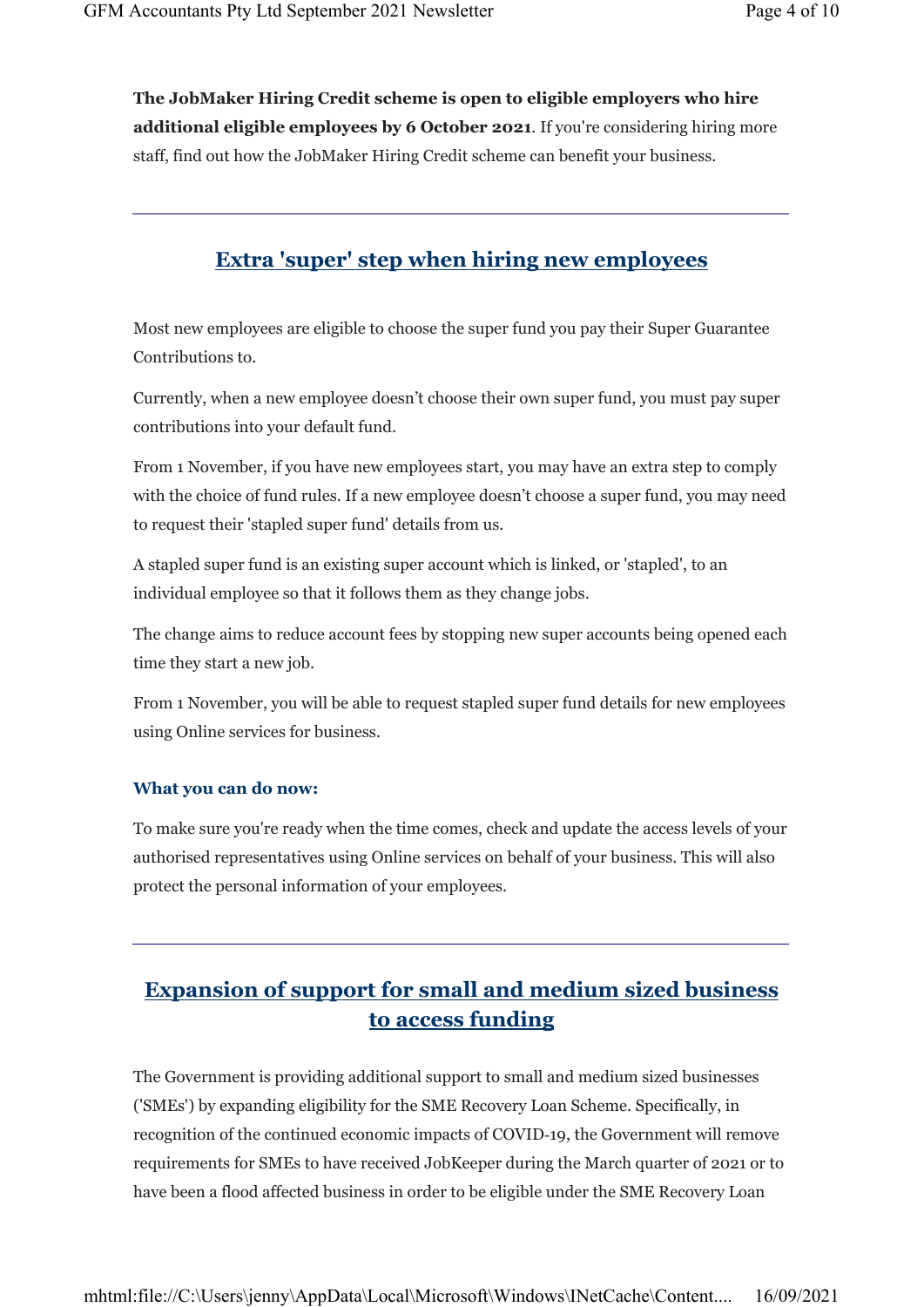**The JobMaker Hiring Credit scheme is open to eligible employers who hire additional eligible employees by 6 October 2021**. If you're considering hiring more staff, find out how the JobMaker Hiring Credit scheme can benefit your business.

---

## Extra 'super' step when hiring new employees

Most new employees are eligible to choose the super fund you pay their Super Guarantee Contributions to.

Currently, when a new employee doesn't choose their own super fund, you must pay super contributions into your default fund.

From 1 November, if you have new employees start, you may have an extra step to comply with the choice of fund rules. If a new employee doesn't choose a super fund, you may need to request their 'stapled super fund' details from us.

A stapled super fund is an existing super account which is linked, or 'stapled', to an individual employee so that it follows them as they change jobs.

The change aims to reduce account fees by stopping new super accounts being opened each time they start a new job.

From 1 November, you will be able to request stapled super fund details for new employees using Online services for business.

### What you can do now:

To make sure you're ready when the time comes, check and update the access levels of your authorised representatives using Online services on behalf of your business. This will also protect the personal information of your employees.

---

## Expansion of support for small and medium sized business to access funding

The Government is providing additional support to small and medium sized businesses ('SMEs') by expanding eligibility for the SME Recovery Loan Scheme. Specifically, in recognition of the continued economic impacts of COVID-19, the Government will remove requirements for SMEs to have received JobKeeper during the March quarter of 2021 or to have been a flood affected business in order to be eligible under the SME Recovery Loan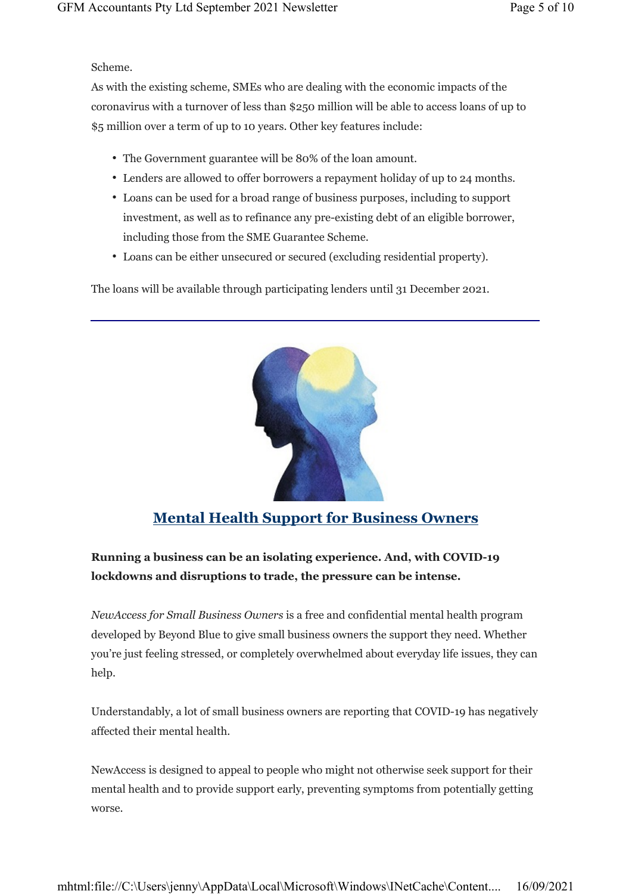Scheme.

As with the existing scheme, SMEs who are dealing with the economic impacts of the coronavirus with a turnover of less than $250 million will be able to access loans of up to $5 million over a term of up to 10 years. Other key features include:

- The Government guarantee will be 80% of the loan amount.
- Lenders are allowed to offer borrowers a repayment holiday of up to 24 months.
- Loans can be used for a broad range of business purposes, including to support investment, as well as to refinance any pre-existing debt of an eligible borrower, including those from the SME Guarantee Scheme.
- Loans can be either unsecured or secured (excluding residential property).

The loans will be available through participating lenders until 31 December 2021.

---

## Mental Health Support for Business Owners

**Running a business can be an isolating experience. And, with COVID-19 lockdowns and disruptions to trade, the pressure can be intense.**

*NewAccess for Small Business Owners* is a free and confidential mental health program developed by Beyond Blue to give small business owners the support they need. Whether you're just feeling stressed, or completely overwhelmed about everyday life issues, they can help.

Understandably, a lot of small business owners are reporting that COVID-19 has negatively affected their mental health.

NewAccess is designed to appeal to people who might not otherwise seek support for their mental health and to provide support early, preventing symptoms from potentially getting worse.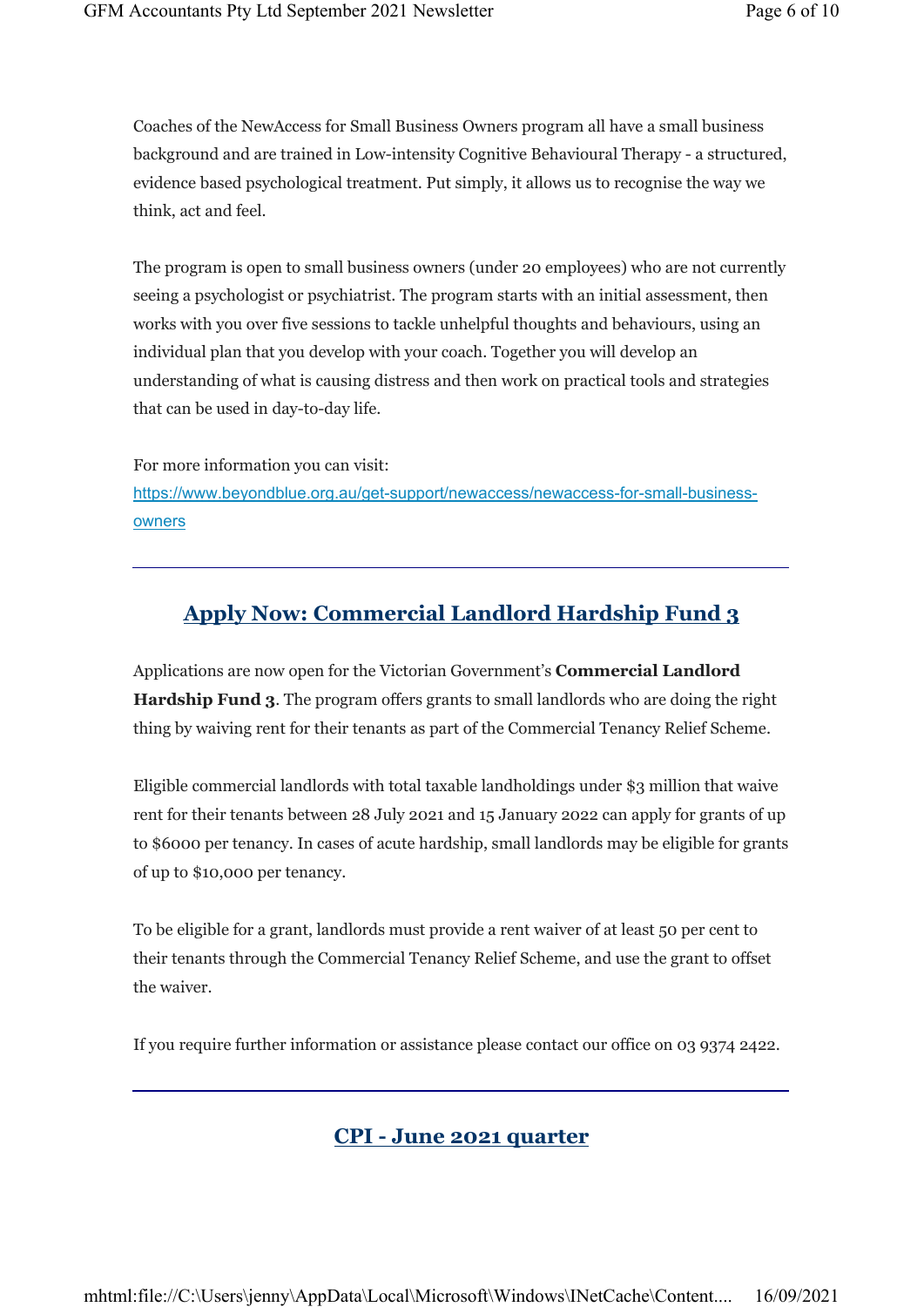Coaches of the NewAccess for Small Business Owners program all have a small business background and are trained in Low-intensity Cognitive Behavioural Therapy - a structured, evidence based psychological treatment. Put simply, it allows us to recognise the way we think, act and feel.

The program is open to small business owners (under 20 employees) who are not currently seeing a psychologist or psychiatrist. The program starts with an initial assessment, then works with you over five sessions to tackle unhelpful thoughts and behaviours, using an individual plan that you develop with your coach. Together you will develop an understanding of what is causing distress and then work on practical tools and strategies that can be used in day-to-day life.

For more information you can visit:
[https://www.beyondblue.org.au/get-support/newaccess/newaccess-for-small-business-owners](https://www.beyondblue.org.au/get-support/newaccess/newaccess-for-small-business-owners)

---

## Apply Now: Commercial Landlord Hardship Fund 3

Applications are now open for the Victorian Government's **Commercial Landlord Hardship Fund 3**. The program offers grants to small landlords who are doing the right thing by waiving rent for their tenants as part of the Commercial Tenancy Relief Scheme.

Eligible commercial landlords with total taxable landholdings under $3 million that waive rent for their tenants between 28 July 2021 and 15 January 2022 can apply for grants of up to $6000 per tenancy. In cases of acute hardship, small landlords may be eligible for grants of up to $10,000 per tenancy.

To be eligible for a grant, landlords must provide a rent waiver of at least 50 per cent to their tenants through the Commercial Tenancy Relief Scheme, and use the grant to offset the waiver.

If you require further information or assistance please contact our office on 03 9374 2422.

---

## CPI - June 2021 quarter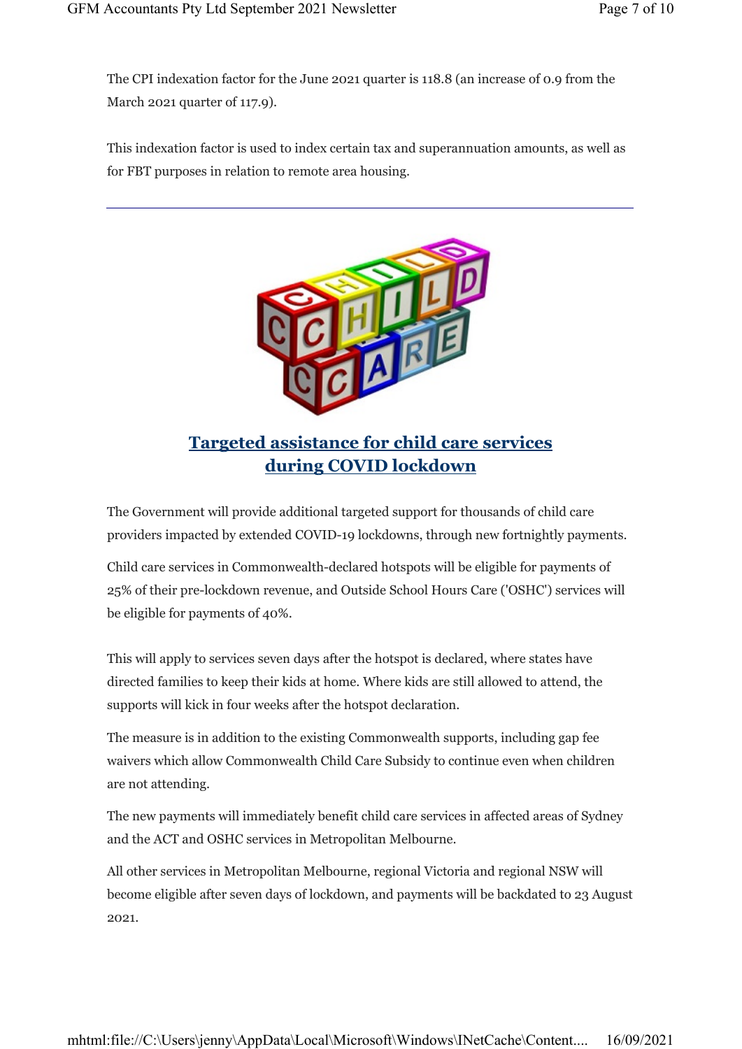The CPI indexation factor for the June 2021 quarter is 118.8 (an increase of 0.9 from the March 2021 quarter of 117.9).

This indexation factor is used to index certain tax and superannuation amounts, as well as for FBT purposes in relation to remote area housing.

---

## Targeted assistance for child care services during COVID lockdown

The Government will provide additional targeted support for thousands of child care providers impacted by extended COVID-19 lockdowns, through new fortnightly payments.

Child care services in Commonwealth-declared hotspots will be eligible for payments of 25% of their pre-lockdown revenue, and Outside School Hours Care ('OSHC') services will be eligible for payments of 40%.

This will apply to services seven days after the hotspot is declared, where states have directed families to keep their kids at home. Where kids are still allowed to attend, the supports will kick in four weeks after the hotspot declaration.

The measure is in addition to the existing Commonwealth supports, including gap fee waivers which allow Commonwealth Child Care Subsidy to continue even when children are not attending.

The new payments will immediately benefit child care services in affected areas of Sydney and the ACT and OSHC services in Metropolitan Melbourne.

All other services in Metropolitan Melbourne, regional Victoria and regional NSW will become eligible after seven days of lockdown, and payments will be backdated to 23 August 2021.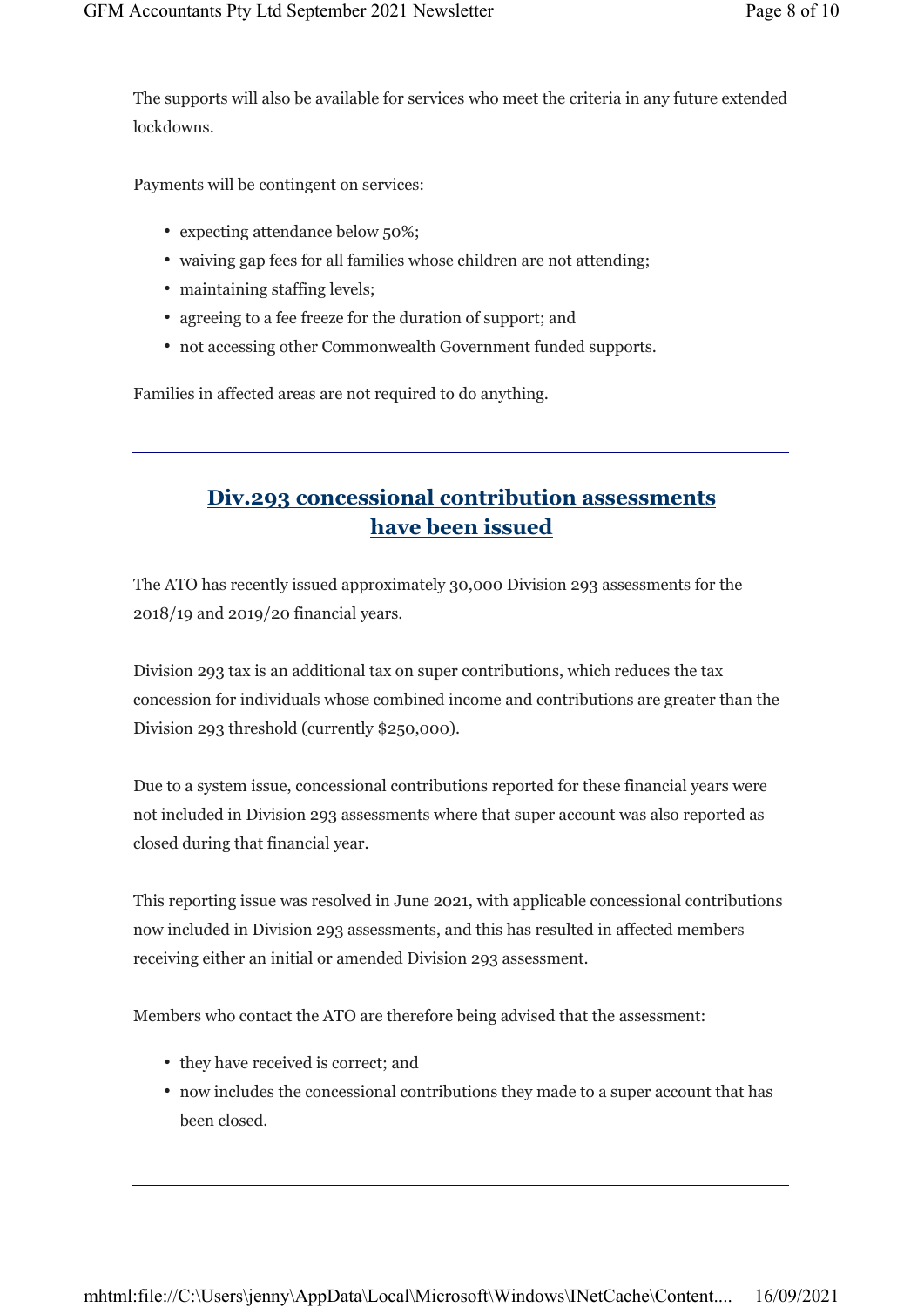The supports will also be available for services who meet the criteria in any future extended lockdowns.

Payments will be contingent on services:

- expecting attendance below 50%;
- waiving gap fees for all families whose children are not attending;
- maintaining staffing levels;
- agreeing to a fee freeze for the duration of support; and
- not accessing other Commonwealth Government funded supports.

Families in affected areas are not required to do anything.

---

## Div.293 concessional contribution assessments have been issued

The ATO has recently issued approximately 30,000 Division 293 assessments for the 2018/19 and 2019/20 financial years.

Division 293 tax is an additional tax on super contributions, which reduces the tax concession for individuals whose combined income and contributions are greater than the Division 293 threshold (currently $250,000).

Due to a system issue, concessional contributions reported for these financial years were not included in Division 293 assessments where that super account was also reported as closed during that financial year.

This reporting issue was resolved in June 2021, with applicable concessional contributions now included in Division 293 assessments, and this has resulted in affected members receiving either an initial or amended Division 293 assessment.

Members who contact the ATO are therefore being advised that the assessment:

- they have received is correct; and
- now includes the concessional contributions they made to a super account that has been closed.

---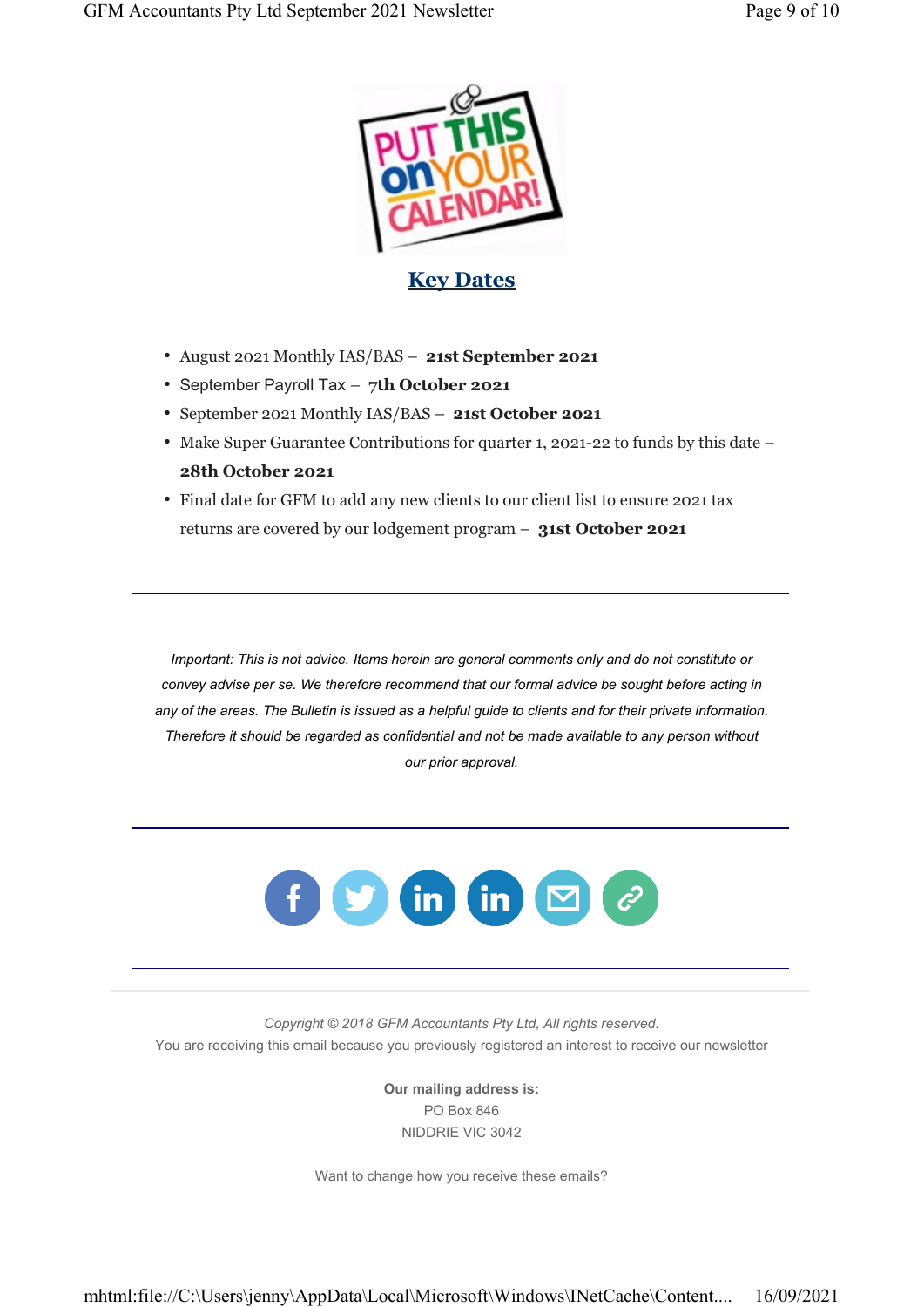## Key Dates

- August 2021 Monthly IAS/BAS – **21st September 2021**
- September Payroll Tax – **7th October 2021**
- September 2021 Monthly IAS/BAS – **21st October 2021**
- Make Super Guarantee Contributions for quarter 1, 2021-22 to funds by this date – **28th October 2021**
- Final date for GFM to add any new clients to our client list to ensure 2021 tax returns are covered by our lodgement program – **31st October 2021**

---

*Important: This is not advice. Items herein are general comments only and do not constitute or convey advise per se. We therefore recommend that our formal advice be sought before acting in any of the areas. The Bulletin is issued as a helpful guide to clients and for their private information. Therefore it should be regarded as confidential and not be made available to any person without our prior approval.*

---

*Copyright © 2018 GFM Accountants Pty Ltd, All rights reserved.*

You are receiving this email because you previously registered an interest to receive our newsletter

**Our mailing address is:**
PO Box 846
NIDDRIE VIC 3042

Want to change how you receive these emails?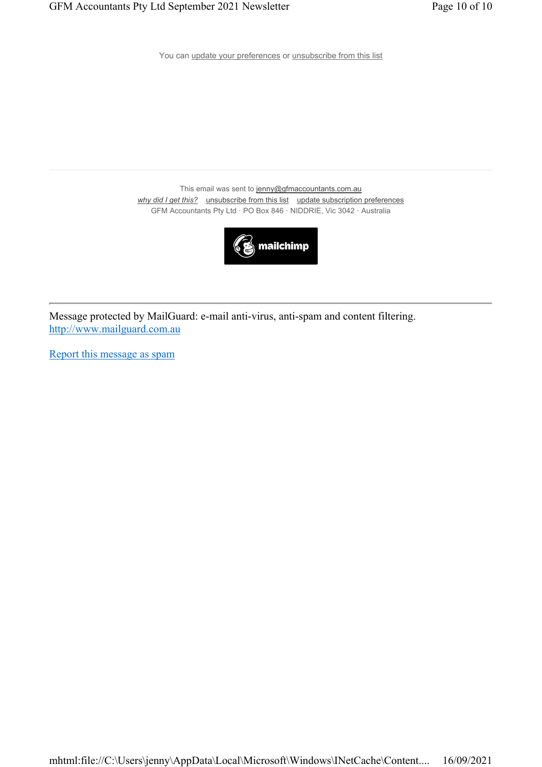You can update your preferences or unsubscribe from this list

---

This email was sent to jenny@gfmaccountants.com.au

*why did I get this?* unsubscribe from this list update subscription preferences

GFM Accountants Pty Ltd · PO Box 846 · NIDDRIE, Vic 3042 · Australia

mailchimp

---

Message protected by MailGuard: e-mail anti-virus, anti-spam and content filtering.
http://www.mailguard.com.au

Report this message as spam